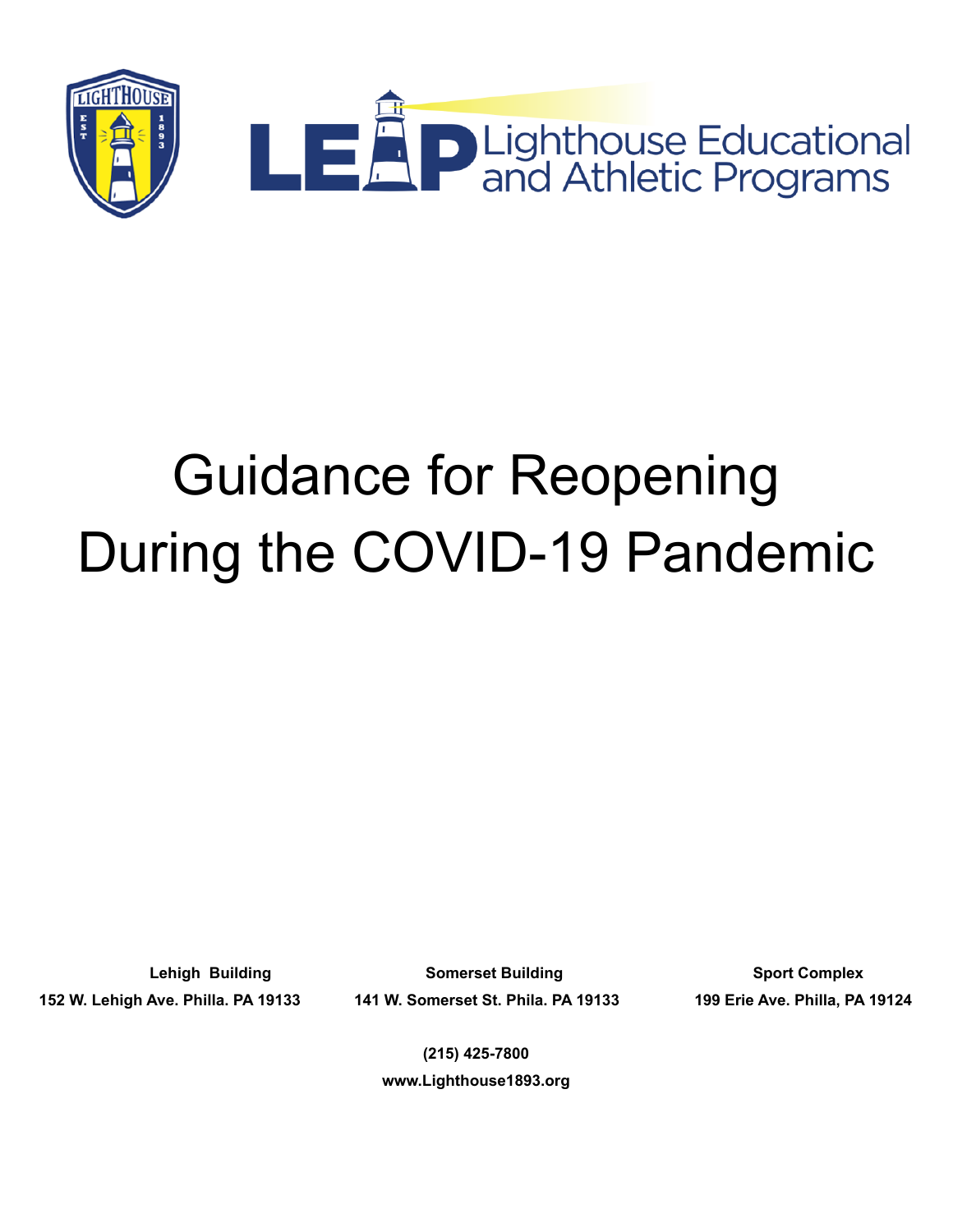LEAP Lighthouse Educational and Athletic Programs

# Guidance for Reopening During the COVID-19 Pandemic

**Lehigh Building**
**152 W. Lehigh Ave. Philla. PA 19133**

**Somerset Building**
**141 W. Somerset St. Phila. PA 19133**

**Sport Complex**
**199 Erie Ave. Philla, PA 19124**

**(215) 425-7800**
**www.Lighthouse1893.org**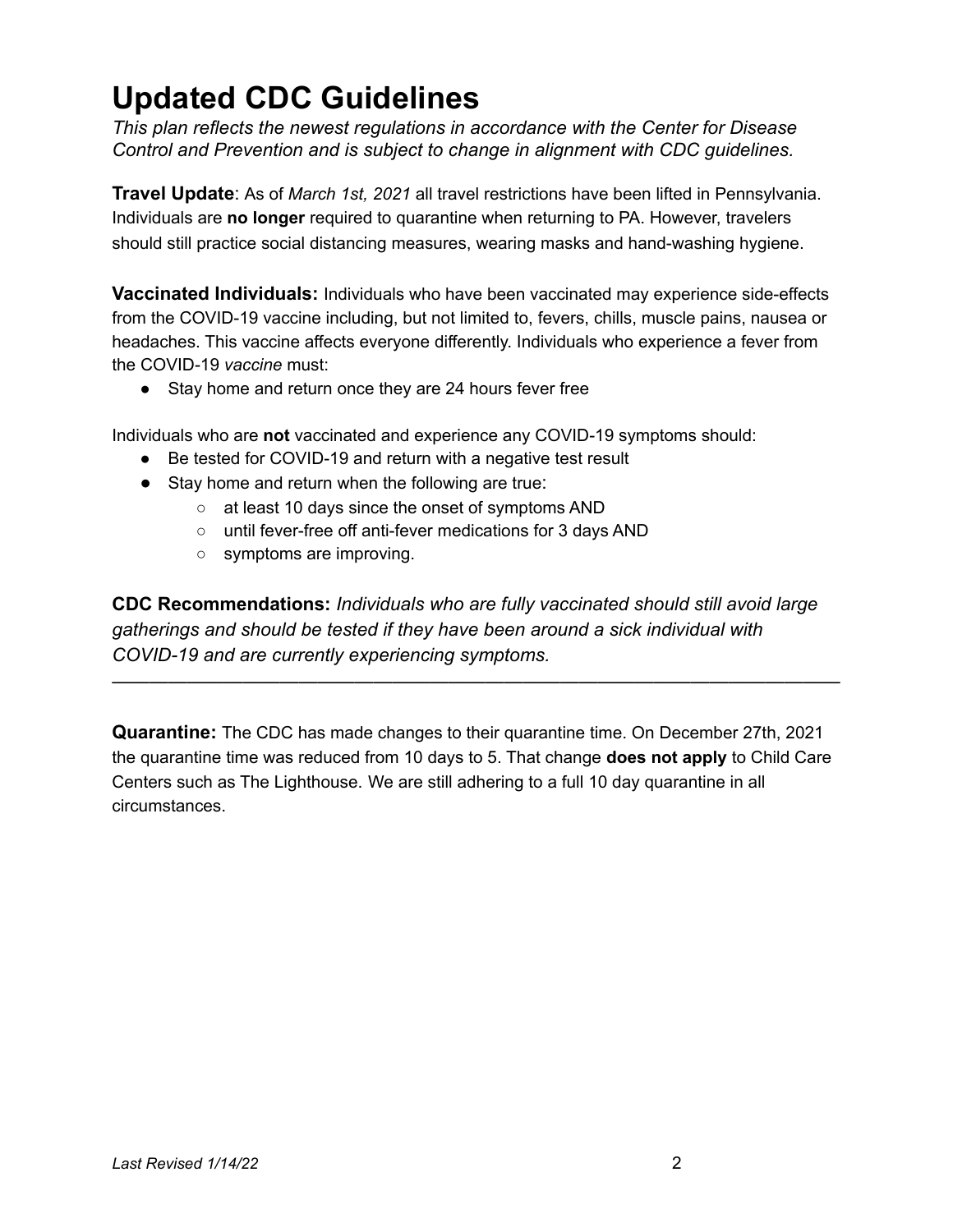# Updated CDC Guidelines

*This plan reflects the newest regulations in accordance with the Center for Disease Control and Prevention and is subject to change in alignment with CDC guidelines.*

**Travel Update**: As of *March 1st, 2021* all travel restrictions have been lifted in Pennsylvania. Individuals are **no longer** required to quarantine when returning to PA. However, travelers should still practice social distancing measures, wearing masks and hand-washing hygiene.

**Vaccinated Individuals:** Individuals who have been vaccinated may experience side-effects from the COVID-19 vaccine including, but not limited to, fevers, chills, muscle pains, nausea or headaches. This vaccine affects everyone differently. Individuals who experience a fever from the COVID-19 *vaccine* must:

- Stay home and return once they are 24 hours fever free

Individuals who are **not** vaccinated and experience any COVID-19 symptoms should:

- Be tested for COVID-19 and return with a negative test result
- Stay home and return when the following are true:
  - at least 10 days since the onset of symptoms AND
  - until fever-free off anti-fever medications for 3 days AND
  - symptoms are improving.

**CDC Recommendations:** *Individuals who are fully vaccinated should still avoid large gatherings and should be tested if they have been around a sick individual with COVID-19 and are currently experiencing symptoms.*

---

**Quarantine:** The CDC has made changes to their quarantine time. On December 27th, 2021 the quarantine time was reduced from 10 days to 5. That change **does not apply** to Child Care Centers such as The Lighthouse. We are still adhering to a full 10 day quarantine in all circumstances.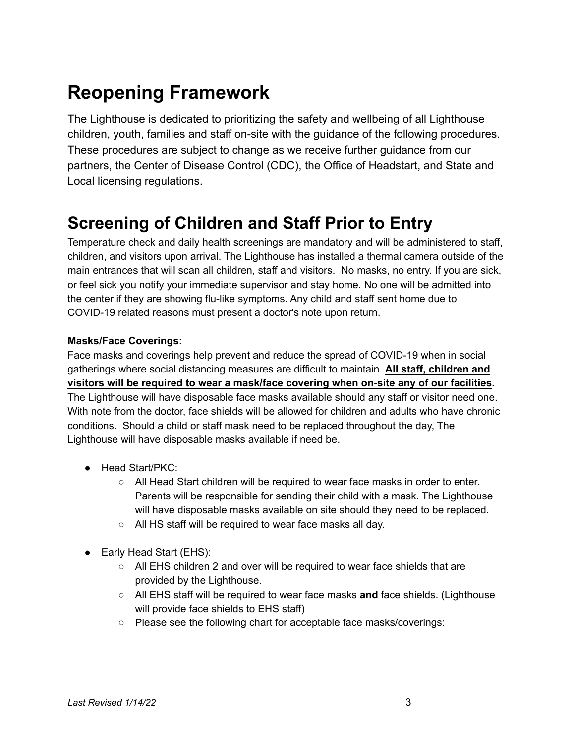# Reopening Framework

The Lighthouse is dedicated to prioritizing the safety and wellbeing of all Lighthouse children, youth, families and staff on-site with the guidance of the following procedures. These procedures are subject to change as we receive further guidance from our partners, the Center of Disease Control (CDC), the Office of Headstart, and State and Local licensing regulations.

# Screening of Children and Staff Prior to Entry

Temperature check and daily health screenings are mandatory and will be administered to staff, children, and visitors upon arrival. The Lighthouse has installed a thermal camera outside of the main entrances that will scan all children, staff and visitors. No masks, no entry. If you are sick, or feel sick you notify your immediate supervisor and stay home. No one will be admitted into the center if they are showing flu-like symptoms. Any child and staff sent home due to COVID-19 related reasons must present a doctor's note upon return.

**Masks/Face Coverings:**

Face masks and coverings help prevent and reduce the spread of COVID-19 when in social gatherings where social distancing measures are difficult to maintain. **<u>All staff, children and visitors will be required to wear a mask/face covering when on-site any of our facilities</u>.** The Lighthouse will have disposable face masks available should any staff or visitor need one. With note from the doctor, face shields will be allowed for children and adults who have chronic conditions. Should a child or staff mask need to be replaced throughout the day, The Lighthouse will have disposable masks available if need be.

- Head Start/PKC:
  - All Head Start children will be required to wear face masks in order to enter. Parents will be responsible for sending their child with a mask. The Lighthouse will have disposable masks available on site should they need to be replaced.
  - All HS staff will be required to wear face masks all day.
- Early Head Start (EHS):
  - All EHS children 2 and over will be required to wear face shields that are provided by the Lighthouse.
  - All EHS staff will be required to wear face masks **and** face shields. (Lighthouse will provide face shields to EHS staff)
  - Please see the following chart for acceptable face masks/coverings: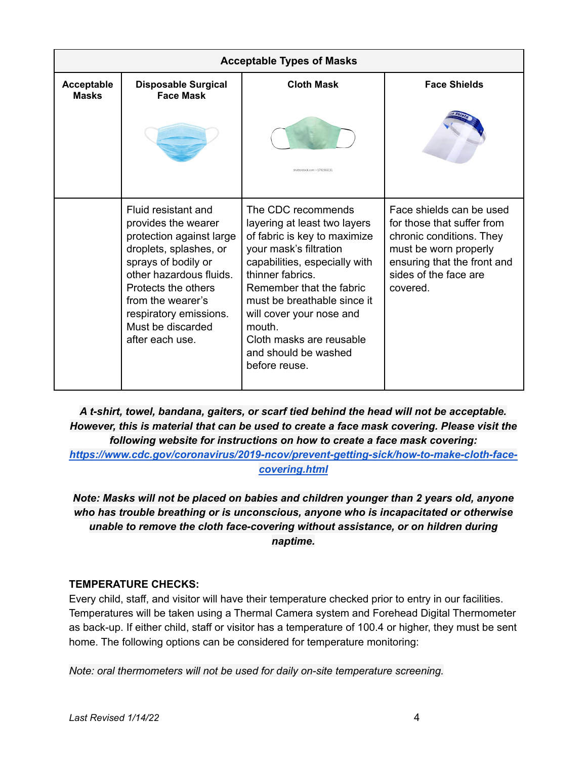| Acceptable Types of Masks | | | |
|---|---|---|---|
| **Acceptable Masks** | **Disposable Surgical Face Mask** | **Cloth Mask** | **Face Shields** |
| | Fluid resistant and provides the wearer protection against large droplets, splashes, or sprays of bodily or other hazardous fluids. Protects the others from the wearer's respiratory emissions. Must be discarded after each use. | The CDC recommends layering at least two layers of fabric is key to maximize your mask's filtration capabilities, especially with thinner fabrics. Remember that the fabric must be breathable since it will cover your nose and mouth. Cloth masks are reusable and should be washed before reuse. | Face shields can be used for those that suffer from chronic conditions. They must be worn properly ensuring that the front and sides of the face are covered. |

***A t-shirt, towel, bandana, gaiters, or scarf tied behind the head will not be acceptable. However, this is material that can be used to create a face mask covering. Please visit the following website for instructions on how to create a face mask covering:*** ***https://www.cdc.gov/coronavirus/2019-ncov/prevent-getting-sick/how-to-make-cloth-face-covering.html***

***Note: Masks will not be placed on babies and children younger than 2 years old, anyone who has trouble breathing or is unconscious, anyone who is incapacitated or otherwise unable to remove the cloth face-covering without assistance, or on hildren during naptime.***

**TEMPERATURE CHECKS:**

Every child, staff, and visitor will have their temperature checked prior to entry in our facilities. Temperatures will be taken using a Thermal Camera system and Forehead Digital Thermometer as back-up. If either child, staff or visitor has a temperature of 100.4 or higher, they must be sent home. The following options can be considered for temperature monitoring:

*Note: oral thermometers will not be used for daily on-site temperature screening.*

*Last Revised 1/14/22*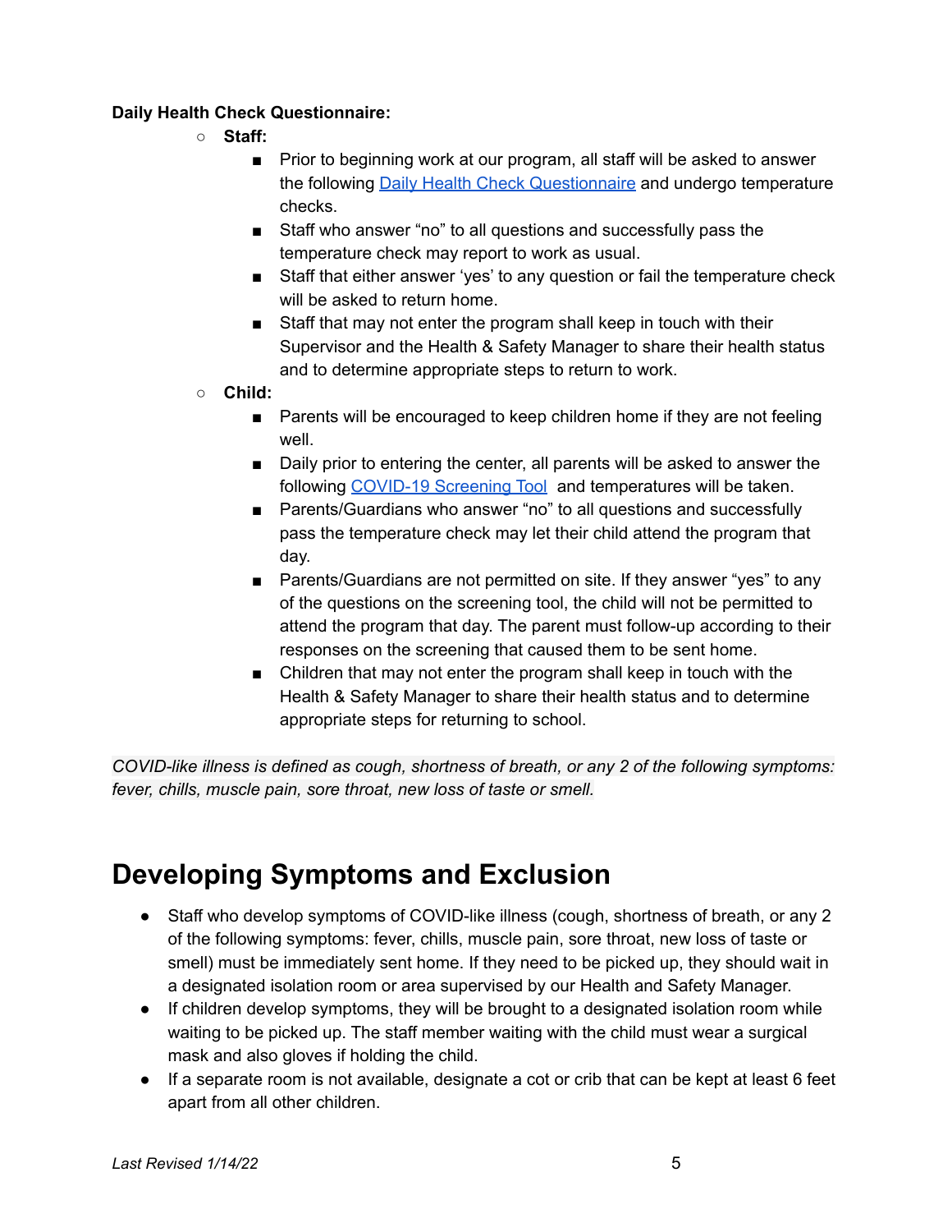**Daily Health Check Questionnaire:**

- **Staff:**
  - Prior to beginning work at our program, all staff will be asked to answer the following Daily Health Check Questionnaire and undergo temperature checks.
  - Staff who answer "no" to all questions and successfully pass the temperature check may report to work as usual.
  - Staff that either answer 'yes' to any question or fail the temperature check will be asked to return home.
  - Staff that may not enter the program shall keep in touch with their Supervisor and the Health & Safety Manager to share their health status and to determine appropriate steps to return to work.
- **Child:**
  - Parents will be encouraged to keep children home if they are not feeling well.
  - Daily prior to entering the center, all parents will be asked to answer the following COVID-19 Screening Tool and temperatures will be taken.
  - Parents/Guardians who answer "no" to all questions and successfully pass the temperature check may let their child attend the program that day.
  - Parents/Guardians are not permitted on site. If they answer "yes" to any of the questions on the screening tool, the child will not be permitted to attend the program that day. The parent must follow-up according to their responses on the screening that caused them to be sent home.
  - Children that may not enter the program shall keep in touch with the Health & Safety Manager to share their health status and to determine appropriate steps for returning to school.

*COVID-like illness is defined as cough, shortness of breath, or any 2 of the following symptoms: fever, chills, muscle pain, sore throat, new loss of taste or smell.*

# Developing Symptoms and Exclusion

- Staff who develop symptoms of COVID-like illness (cough, shortness of breath, or any 2 of the following symptoms: fever, chills, muscle pain, sore throat, new loss of taste or smell) must be immediately sent home. If they need to be picked up, they should wait in a designated isolation room or area supervised by our Health and Safety Manager.
- If children develop symptoms, they will be brought to a designated isolation room while waiting to be picked up. The staff member waiting with the child must wear a surgical mask and also gloves if holding the child.
- If a separate room is not available, designate a cot or crib that can be kept at least 6 feet apart from all other children.

*Last Revised 1/14/22*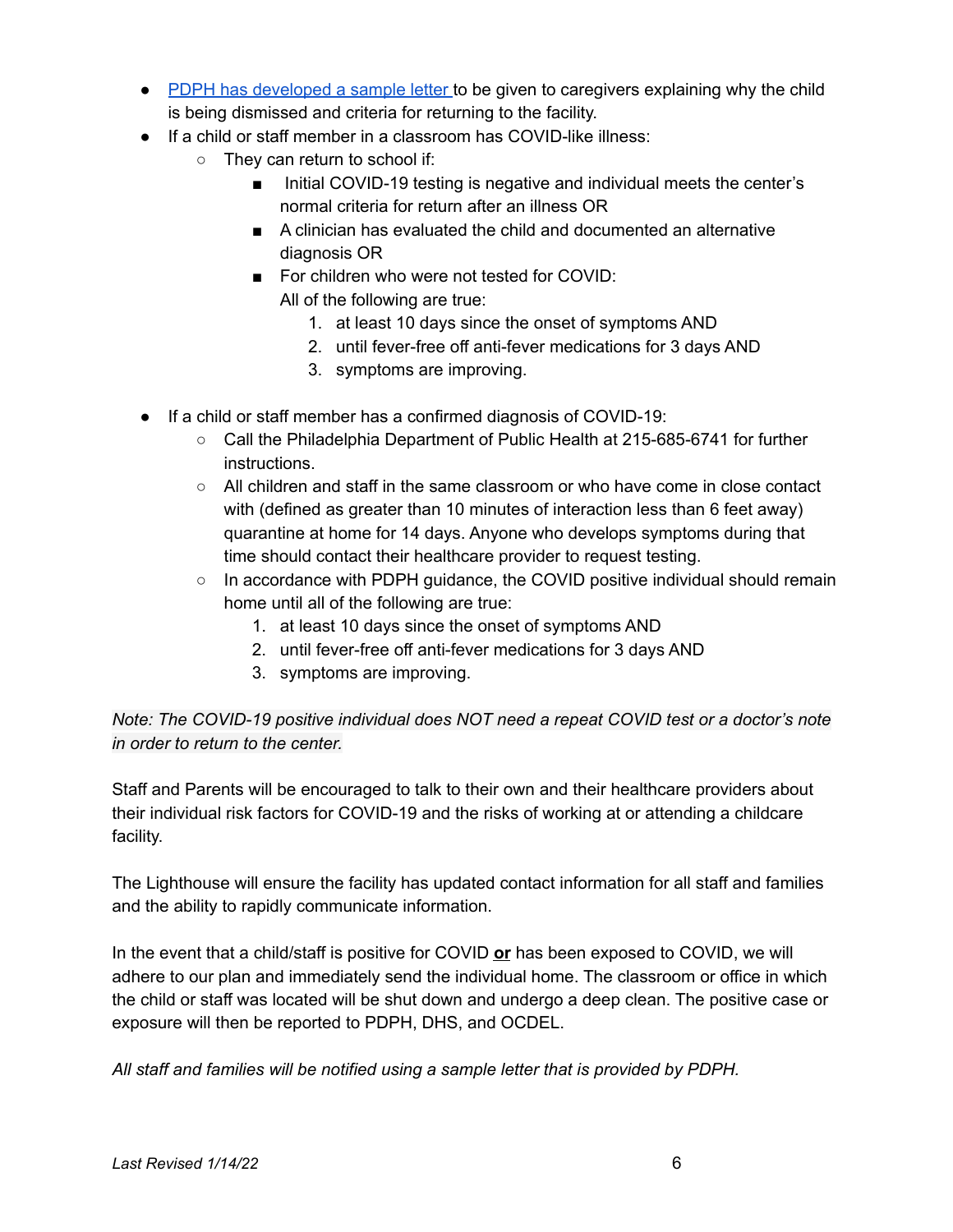- [PDPH has developed a sample letter](#) to be given to caregivers explaining why the child is being dismissed and criteria for returning to the facility.
- If a child or staff member in a classroom has COVID-like illness:
  - They can return to school if:
    - Initial COVID-19 testing is negative and individual meets the center's normal criteria for return after an illness OR
    - A clinician has evaluated the child and documented an alternative diagnosis OR
    - For children who were not tested for COVID:
      All of the following are true:
      1. at least 10 days since the onset of symptoms AND
      2. until fever-free off anti-fever medications for 3 days AND
      3. symptoms are improving.

- If a child or staff member has a confirmed diagnosis of COVID-19:
  - Call the Philadelphia Department of Public Health at 215-685-6741 for further instructions.
  - All children and staff in the same classroom or who have come in close contact with (defined as greater than 10 minutes of interaction less than 6 feet away) quarantine at home for 14 days. Anyone who develops symptoms during that time should contact their healthcare provider to request testing.
  - In accordance with PDPH guidance, the COVID positive individual should remain home until all of the following are true:
    1. at least 10 days since the onset of symptoms AND
    2. until fever-free off anti-fever medications for 3 days AND
    3. symptoms are improving.

*Note: The COVID-19 positive individual does NOT need a repeat COVID test or a doctor's note in order to return to the center.*

Staff and Parents will be encouraged to talk to their own and their healthcare providers about their individual risk factors for COVID-19 and the risks of working at or attending a childcare facility.

The Lighthouse will ensure the facility has updated contact information for all staff and families and the ability to rapidly communicate information.

In the event that a child/staff is positive for COVID **or** has been exposed to COVID, we will adhere to our plan and immediately send the individual home. The classroom or office in which the child or staff was located will be shut down and undergo a deep clean. The positive case or exposure will then be reported to PDPH, DHS, and OCDEL.

*All staff and families will be notified using a sample letter that is provided by PDPH.*

*Last Revised 1/14/22*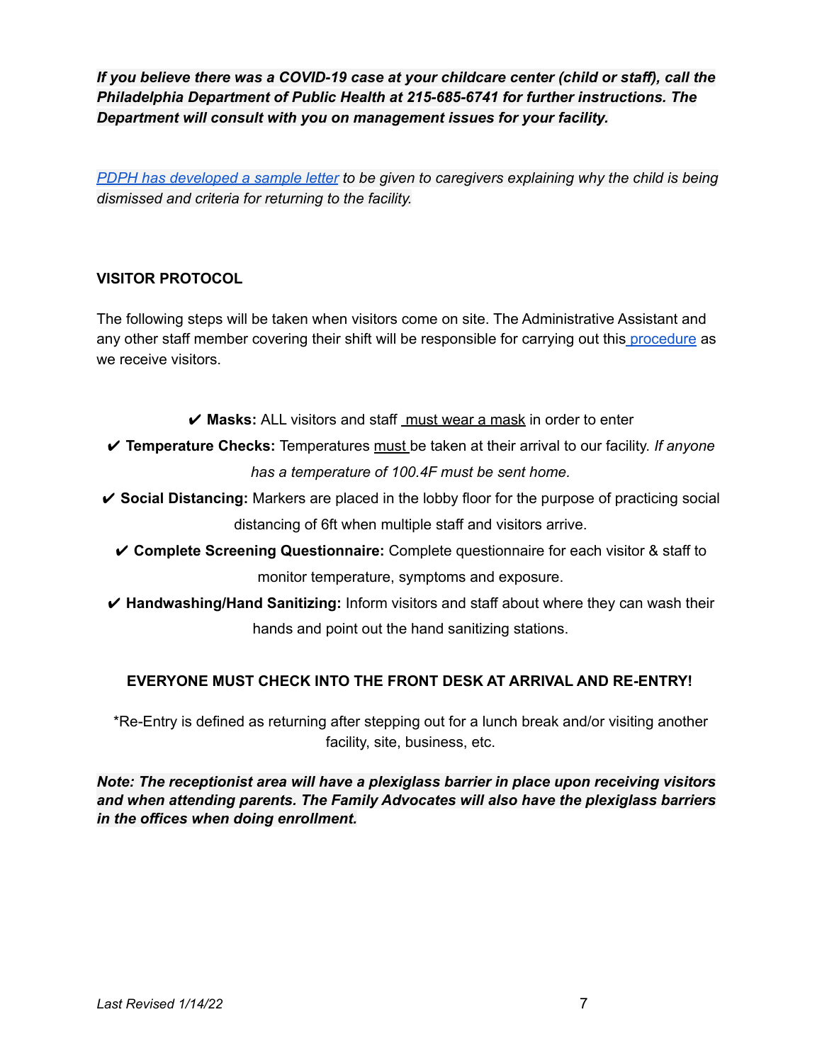***If you believe there was a COVID-19 case at your childcare center (child or staff), call the Philadelphia Department of Public Health at 215-685-6741 for further instructions. The Department will consult with you on management issues for your facility.***

*PDPH has developed a sample letter to be given to caregivers explaining why the child is being dismissed and criteria for returning to the facility.*

**VISITOR PROTOCOL**

The following steps will be taken when visitors come on site. The Administrative Assistant and any other staff member covering their shift will be responsible for carrying out this procedure as we receive visitors.

✔ **Masks:** ALL visitors and staff must wear a mask in order to enter

✔ **Temperature Checks:** Temperatures must be taken at their arrival to our facility. *If anyone has a temperature of 100.4F must be sent home.*

✔ **Social Distancing:** Markers are placed in the lobby floor for the purpose of practicing social distancing of 6ft when multiple staff and visitors arrive.

✔ **Complete Screening Questionnaire:** Complete questionnaire for each visitor & staff to monitor temperature, symptoms and exposure.

✔ **Handwashing/Hand Sanitizing:** Inform visitors and staff about where they can wash their hands and point out the hand sanitizing stations.

**EVERYONE MUST CHECK INTO THE FRONT DESK AT ARRIVAL AND RE-ENTRY!**

*Re-Entry is defined as returning after stepping out for a lunch break and/or visiting another facility, site, business, etc.

***Note: The receptionist area will have a plexiglass barrier in place upon receiving visitors and when attending parents. The Family Advocates will also have the plexiglass barriers in the offices when doing enrollment.***

*Last Revised 1/14/22*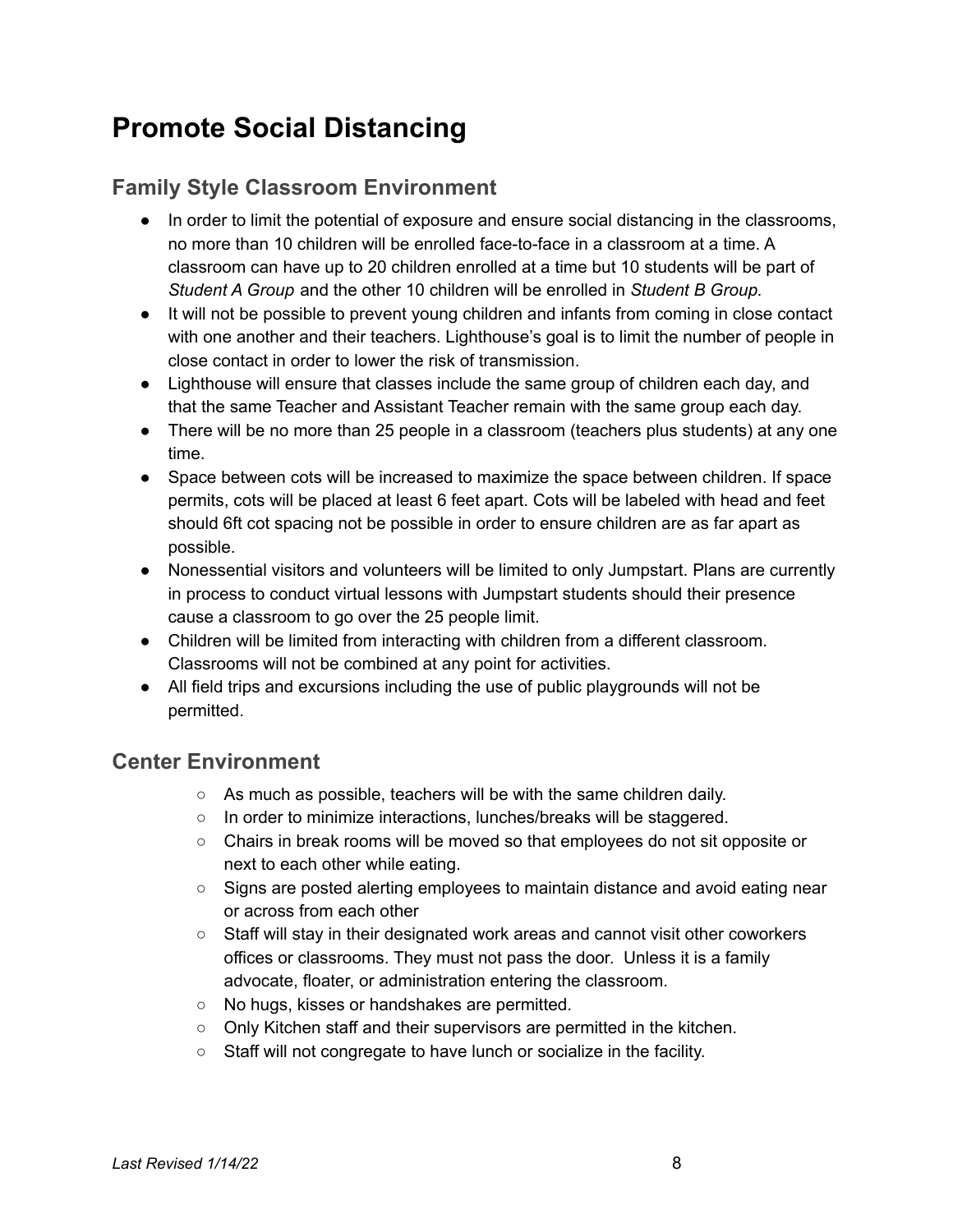# Promote Social Distancing

## Family Style Classroom Environment

- In order to limit the potential of exposure and ensure social distancing in the classrooms, no more than 10 children will be enrolled face-to-face in a classroom at a time. A classroom can have up to 20 children enrolled at a time but 10 students will be part of *Student A Group* and the other 10 children will be enrolled in *Student B Group.*
- It will not be possible to prevent young children and infants from coming in close contact with one another and their teachers. Lighthouse's goal is to limit the number of people in close contact in order to lower the risk of transmission.
- Lighthouse will ensure that classes include the same group of children each day, and that the same Teacher and Assistant Teacher remain with the same group each day.
- There will be no more than 25 people in a classroom (teachers plus students) at any one time.
- Space between cots will be increased to maximize the space between children. If space permits, cots will be placed at least 6 feet apart. Cots will be labeled with head and feet should 6ft cot spacing not be possible in order to ensure children are as far apart as possible.
- Nonessential visitors and volunteers will be limited to only Jumpstart. Plans are currently in process to conduct virtual lessons with Jumpstart students should their presence cause a classroom to go over the 25 people limit.
- Children will be limited from interacting with children from a different classroom. Classrooms will not be combined at any point for activities.
- All field trips and excursions including the use of public playgrounds will not be permitted.

## Center Environment

- As much as possible, teachers will be with the same children daily.
- In order to minimize interactions, lunches/breaks will be staggered.
- Chairs in break rooms will be moved so that employees do not sit opposite or next to each other while eating.
- Signs are posted alerting employees to maintain distance and avoid eating near or across from each other
- Staff will stay in their designated work areas and cannot visit other coworkers offices or classrooms. They must not pass the door. Unless it is a family advocate, floater, or administration entering the classroom.
- No hugs, kisses or handshakes are permitted.
- Only Kitchen staff and their supervisors are permitted in the kitchen.
- Staff will not congregate to have lunch or socialize in the facility.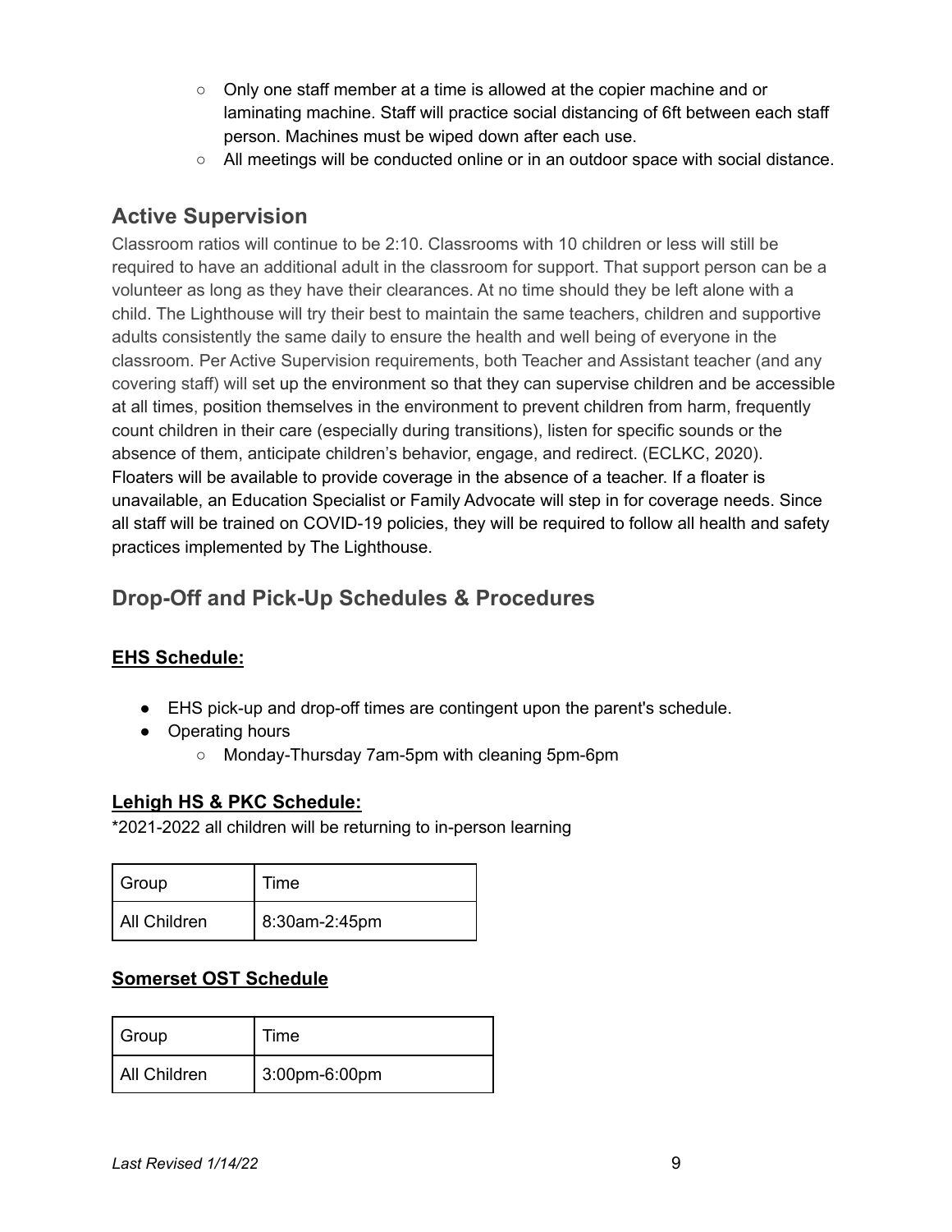- Only one staff member at a time is allowed at the copier machine and or laminating machine. Staff will practice social distancing of 6ft between each staff person. Machines must be wiped down after each use.
- All meetings will be conducted online or in an outdoor space with social distance.

## Active Supervision

Classroom ratios will continue to be 2:10. Classrooms with 10 children or less will still be required to have an additional adult in the classroom for support. That support person can be a volunteer as long as they have their clearances. At no time should they be left alone with a child. The Lighthouse will try their best to maintain the same teachers, children and supportive adults consistently the same daily to ensure the health and well being of everyone in the classroom. Per Active Supervision requirements, both Teacher and Assistant teacher (and any covering staff) will set up the environment so that they can supervise children and be accessible at all times, position themselves in the environment to prevent children from harm, frequently count children in their care (especially during transitions), listen for specific sounds or the absence of them, anticipate children's behavior, engage, and redirect. (ECLKC, 2020). Floaters will be available to provide coverage in the absence of a teacher. If a floater is unavailable, an Education Specialist or Family Advocate will step in for coverage needs. Since all staff will be trained on COVID-19 policies, they will be required to follow all health and safety practices implemented by The Lighthouse.

## Drop-Off and Pick-Up Schedules & Procedures

### EHS Schedule:

- EHS pick-up and drop-off times are contingent upon the parent's schedule.
- Operating hours
  - Monday-Thursday 7am-5pm with cleaning 5pm-6pm

### Lehigh HS & PKC Schedule:

*2021-2022 all children will be returning to in-person learning

| Group | Time |
|---|---|
| All Children | 8:30am-2:45pm |

### Somerset OST Schedule

| Group | Time |
|---|---|
| All Children | 3:00pm-6:00pm |

*Last Revised 1/14/22*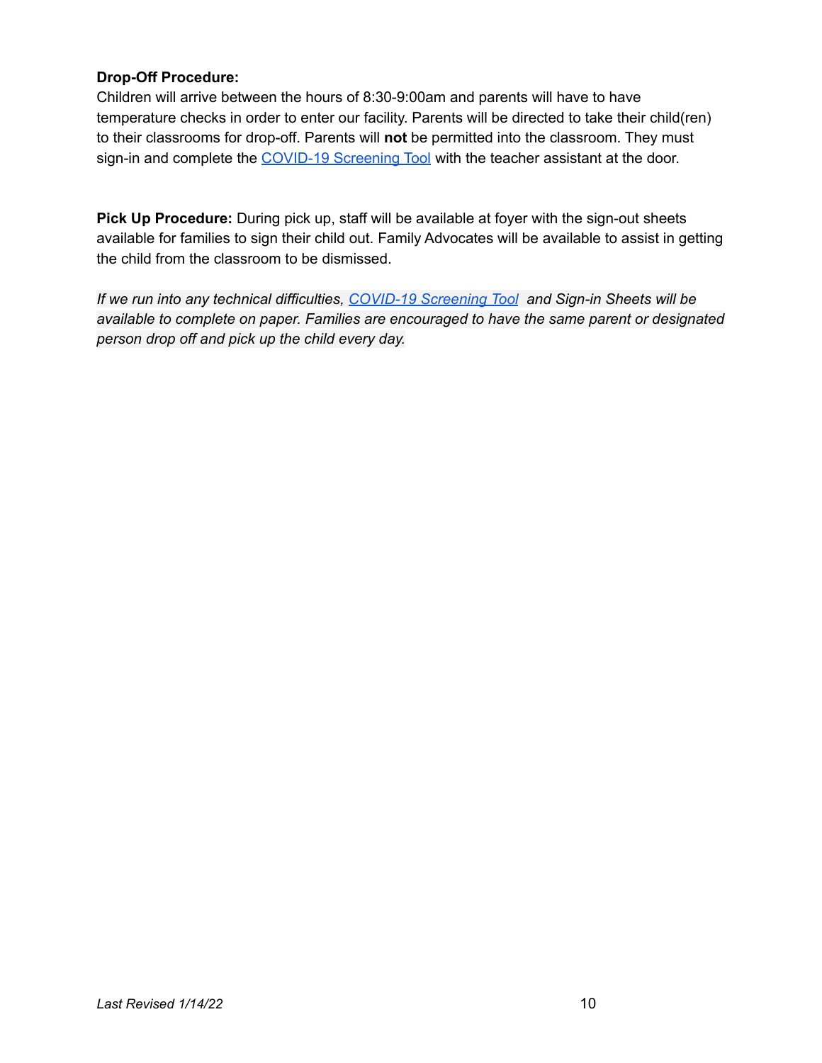**Drop-Off Procedure:**
Children will arrive between the hours of 8:30-9:00am and parents will have to have temperature checks in order to enter our facility. Parents will be directed to take their child(ren) to their classrooms for drop-off. Parents will **not** be permitted into the classroom. They must sign-in and complete the COVID-19 Screening Tool with the teacher assistant at the door.

**Pick Up Procedure:** During pick up, staff will be available at foyer with the sign-out sheets available for families to sign their child out. Family Advocates will be available to assist in getting the child from the classroom to be dismissed.

*If we run into any technical difficulties, COVID-19 Screening Tool and Sign-in Sheets will be available to complete on paper. Families are encouraged to have the same parent or designated person drop off and pick up the child every day.*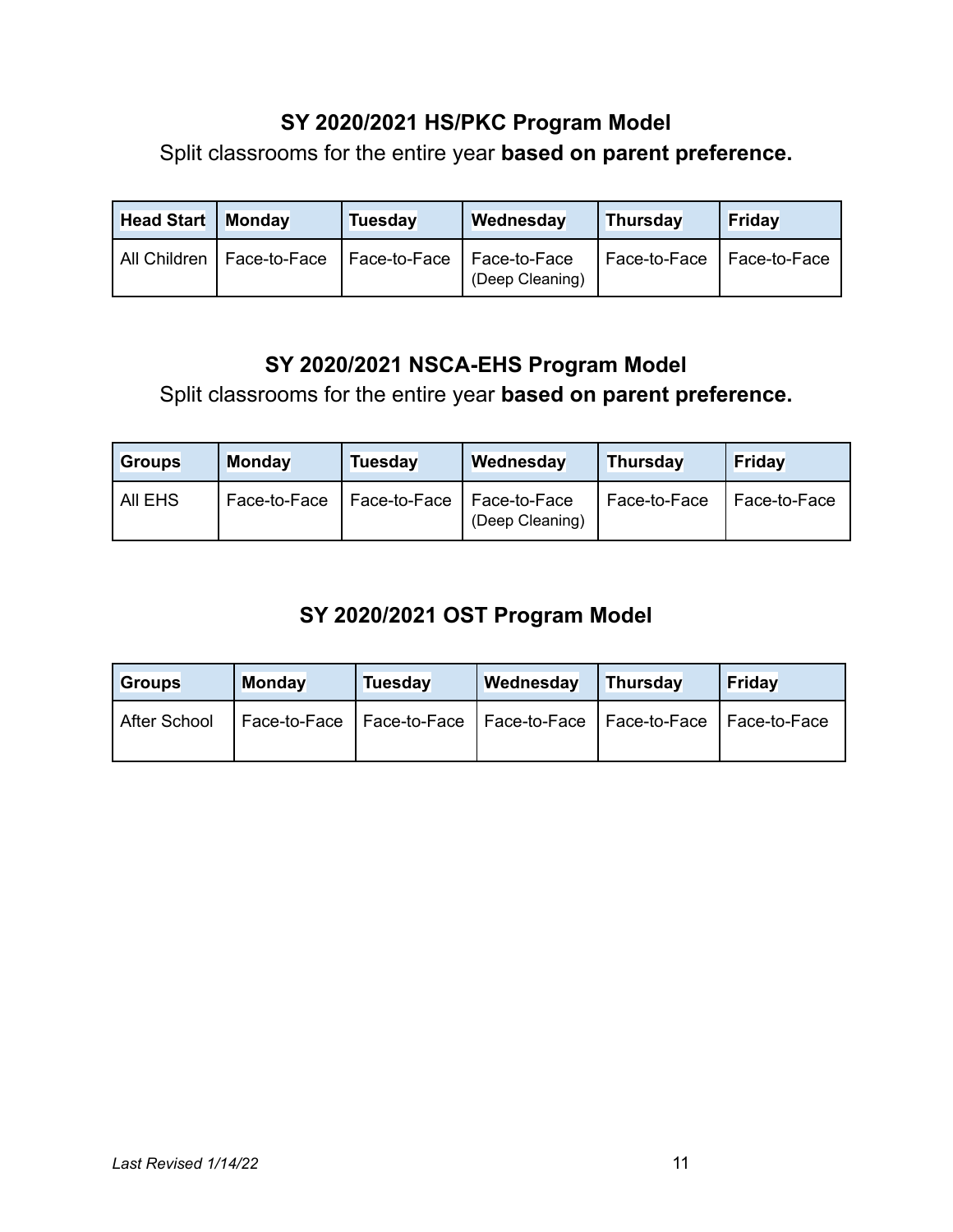## SY 2020/2021 HS/PKC Program Model

Split classrooms for the entire year **based on parent preference.**

| Head Start | Monday | Tuesday | Wednesday | Thursday | Friday |
|---|---|---|---|---|---|
| All Children | Face-to-Face | Face-to-Face | Face-to-Face (Deep Cleaning) | Face-to-Face | Face-to-Face |

## SY 2020/2021 NSCA-EHS Program Model

Split classrooms for the entire year **based on parent preference.**

| Groups | Monday | Tuesday | Wednesday | Thursday | Friday |
|---|---|---|---|---|---|
| All EHS | Face-to-Face | Face-to-Face | Face-to-Face (Deep Cleaning) | Face-to-Face | Face-to-Face |

## SY 2020/2021 OST Program Model

| Groups | Monday | Tuesday | Wednesday | Thursday | Friday |
|---|---|---|---|---|---|
| After School | Face-to-Face | Face-to-Face | Face-to-Face | Face-to-Face | Face-to-Face |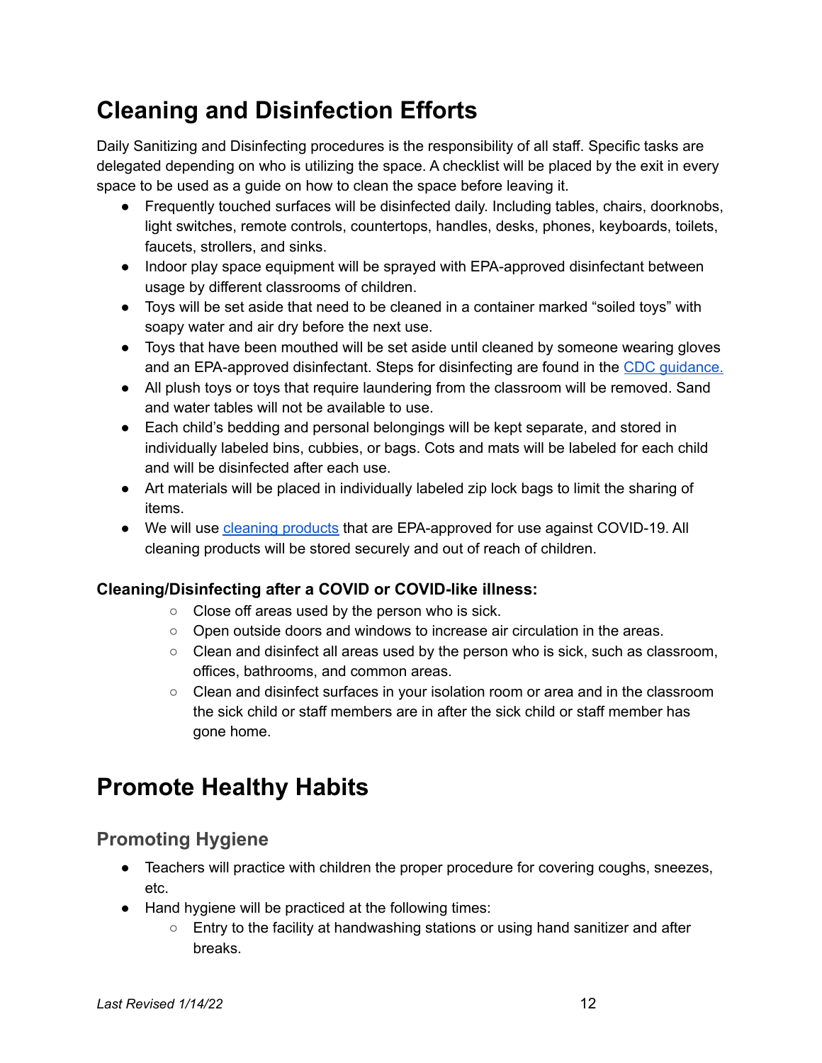# Cleaning and Disinfection Efforts

Daily Sanitizing and Disinfecting procedures is the responsibility of all staff. Specific tasks are delegated depending on who is utilizing the space. A checklist will be placed by the exit in every space to be used as a guide on how to clean the space before leaving it.

- Frequently touched surfaces will be disinfected daily. Including tables, chairs, doorknobs, light switches, remote controls, countertops, handles, desks, phones, keyboards, toilets, faucets, strollers, and sinks.
- Indoor play space equipment will be sprayed with EPA-approved disinfectant between usage by different classrooms of children.
- Toys will be set aside that need to be cleaned in a container marked "soiled toys" with soapy water and air dry before the next use.
- Toys that have been mouthed will be set aside until cleaned by someone wearing gloves and an EPA-approved disinfectant. Steps for disinfecting are found in the [CDC guidance.]()
- All plush toys or toys that require laundering from the classroom will be removed. Sand and water tables will not be available to use.
- Each child's bedding and personal belongings will be kept separate, and stored in individually labeled bins, cubbies, or bags. Cots and mats will be labeled for each child and will be disinfected after each use.
- Art materials will be placed in individually labeled zip lock bags to limit the sharing of items.
- We will use [cleaning products]() that are EPA-approved for use against COVID-19. All cleaning products will be stored securely and out of reach of children.

### Cleaning/Disinfecting after a COVID or COVID-like illness:

- Close off areas used by the person who is sick.
- Open outside doors and windows to increase air circulation in the areas.
- Clean and disinfect all areas used by the person who is sick, such as classroom, offices, bathrooms, and common areas.
- Clean and disinfect surfaces in your isolation room or area and in the classroom the sick child or staff members are in after the sick child or staff member has gone home.

# Promote Healthy Habits

## Promoting Hygiene

- Teachers will practice with children the proper procedure for covering coughs, sneezes, etc.
- Hand hygiene will be practiced at the following times:
  - Entry to the facility at handwashing stations or using hand sanitizer and after breaks.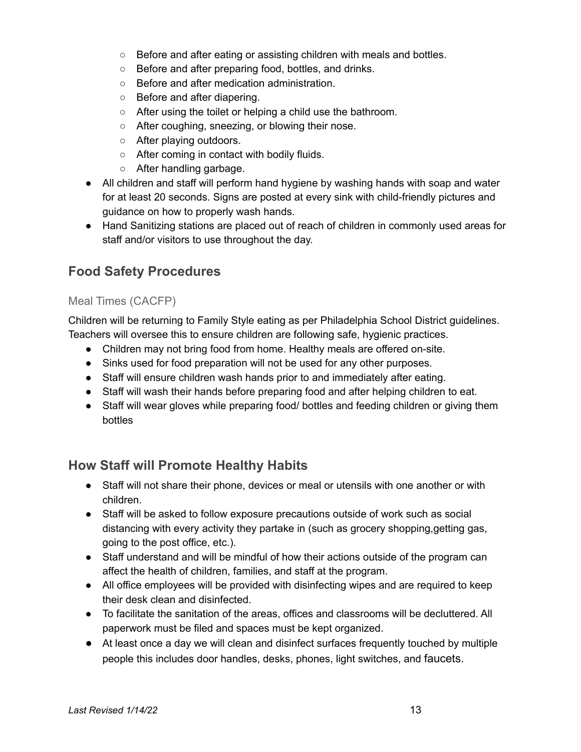- Before and after eating or assisting children with meals and bottles.
  - Before and after preparing food, bottles, and drinks.
  - Before and after medication administration.
  - Before and after diapering.
  - After using the toilet or helping a child use the bathroom.
  - After coughing, sneezing, or blowing their nose.
  - After playing outdoors.
  - After coming in contact with bodily fluids.
  - After handling garbage.
- All children and staff will perform hand hygiene by washing hands with soap and water for at least 20 seconds. Signs are posted at every sink with child-friendly pictures and guidance on how to properly wash hands.
- Hand Sanitizing stations are placed out of reach of children in commonly used areas for staff and/or visitors to use throughout the day.

## Food Safety Procedures

### Meal Times (CACFP)

Children will be returning to Family Style eating as per Philadelphia School District guidelines. Teachers will oversee this to ensure children are following safe, hygienic practices.

- Children may not bring food from home. Healthy meals are offered on-site.
- Sinks used for food preparation will not be used for any other purposes.
- Staff will ensure children wash hands prior to and immediately after eating.
- Staff will wash their hands before preparing food and after helping children to eat.
- Staff will wear gloves while preparing food/ bottles and feeding children or giving them bottles

## How Staff will Promote Healthy Habits

- Staff will not share their phone, devices or meal or utensils with one another or with children.
- Staff will be asked to follow exposure precautions outside of work such as social distancing with every activity they partake in (such as grocery shopping,getting gas, going to the post office, etc.).
- Staff understand and will be mindful of how their actions outside of the program can affect the health of children, families, and staff at the program.
- All office employees will be provided with disinfecting wipes and are required to keep their desk clean and disinfected.
- To facilitate the sanitation of the areas, offices and classrooms will be decluttered. All paperwork must be filed and spaces must be kept organized.
- At least once a day we will clean and disinfect surfaces frequently touched by multiple people this includes door handles, desks, phones, light switches, and faucets.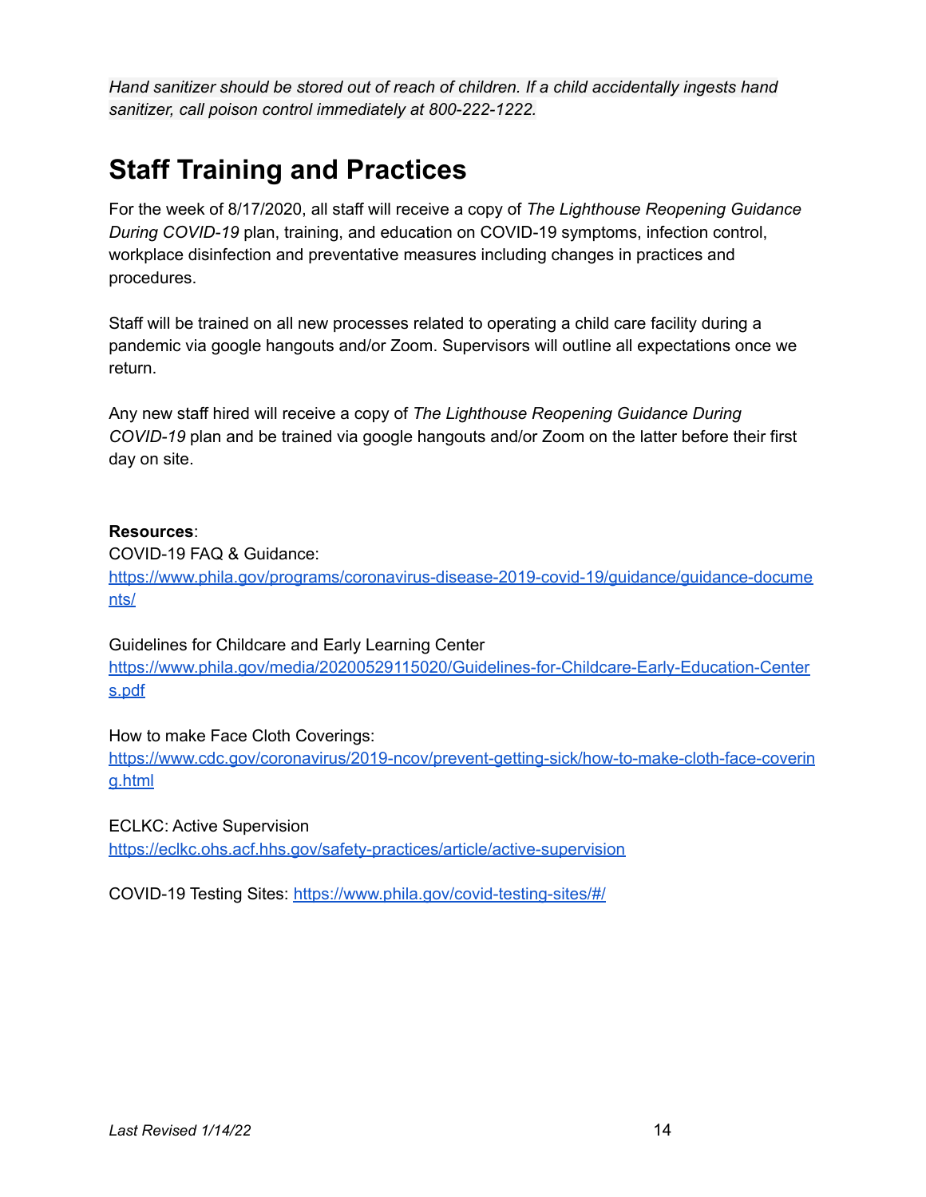*Hand sanitizer should be stored out of reach of children. If a child accidentally ingests hand sanitizer, call poison control immediately at 800-222-1222.*

## Staff Training and Practices

For the week of 8/17/2020, all staff will receive a copy of *The Lighthouse Reopening Guidance During COVID-19* plan, training, and education on COVID-19 symptoms, infection control, workplace disinfection and preventative measures including changes in practices and procedures.

Staff will be trained on all new processes related to operating a child care facility during a pandemic via google hangouts and/or Zoom. Supervisors will outline all expectations once we return.

Any new staff hired will receive a copy of *The Lighthouse Reopening Guidance During COVID-19* plan and be trained via google hangouts and/or Zoom on the latter before their first day on site.

**Resources**:

COVID-19 FAQ & Guidance:
https://www.phila.gov/programs/coronavirus-disease-2019-covid-19/guidance/guidance-documents/

Guidelines for Childcare and Early Learning Center
https://www.phila.gov/media/20200529115020/Guidelines-for-Childcare-Early-Education-Centers.pdf

How to make Face Cloth Coverings:
https://www.cdc.gov/coronavirus/2019-ncov/prevent-getting-sick/how-to-make-cloth-face-covering.html

ECLKC: Active Supervision
https://eclkc.ohs.acf.hhs.gov/safety-practices/article/active-supervision

COVID-19 Testing Sites: https://www.phila.gov/covid-testing-sites/#/

*Last Revised 1/14/22*